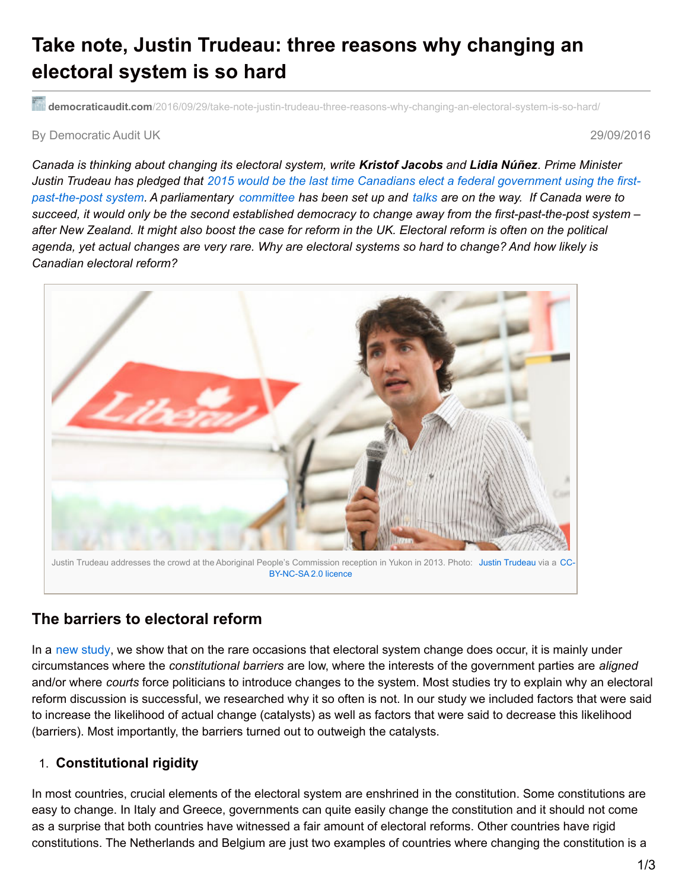# Take note, Justin Trudeau: three reasons why changing an electoral system is so hard

democraticaudit.com/2016/09/29/take-note-justin-trudeau-three-reasons-why-changing-an-electoral-system-is-so-hard/

By Democratic Audit UK

29/09/2016

*Canada is thinking about changing its electoral system, write* ***Kristof Jacobs*** *and* ***Lidia Núñez****. Prime Minister Justin Trudeau has pledged that 2015 would be the last time Canadians elect a federal government using the first-past-the-post system. A parliamentary committee has been set up and talks are on the way. If Canada were to succeed, it would only be the second established democracy to change away from the first-past-the-post system – after New Zealand. It might also boost the case for reform in the UK. Electoral reform is often on the political agenda, yet actual changes are very rare. Why are electoral systems so hard to change? And how likely is Canadian electoral reform?*

Justin Trudeau addresses the crowd at the Aboriginal People's Commission reception in Yukon in 2013. Photo: Justin Trudeau via a CC-BY-NC-SA 2.0 licence

## The barriers to electoral reform

In a new study, we show that on the rare occasions that electoral system change does occur, it is mainly under circumstances where the *constitutional barriers* are low, where the interests of the government parties are *aligned* and/or where *courts* force politicians to introduce changes to the system. Most studies try to explain why an electoral reform discussion is successful, we researched why it so often is not. In our study we included factors that were said to increase the likelihood of actual change (catalysts) as well as factors that were said to decrease this likelihood (barriers). Most importantly, the barriers turned out to outweigh the catalysts.

1. **Constitutional rigidity**

In most countries, crucial elements of the electoral system are enshrined in the constitution. Some constitutions are easy to change. In Italy and Greece, governments can quite easily change the constitution and it should not come as a surprise that both countries have witnessed a fair amount of electoral reforms. Other countries have rigid constitutions. The Netherlands and Belgium are just two examples of countries where changing the constitution is a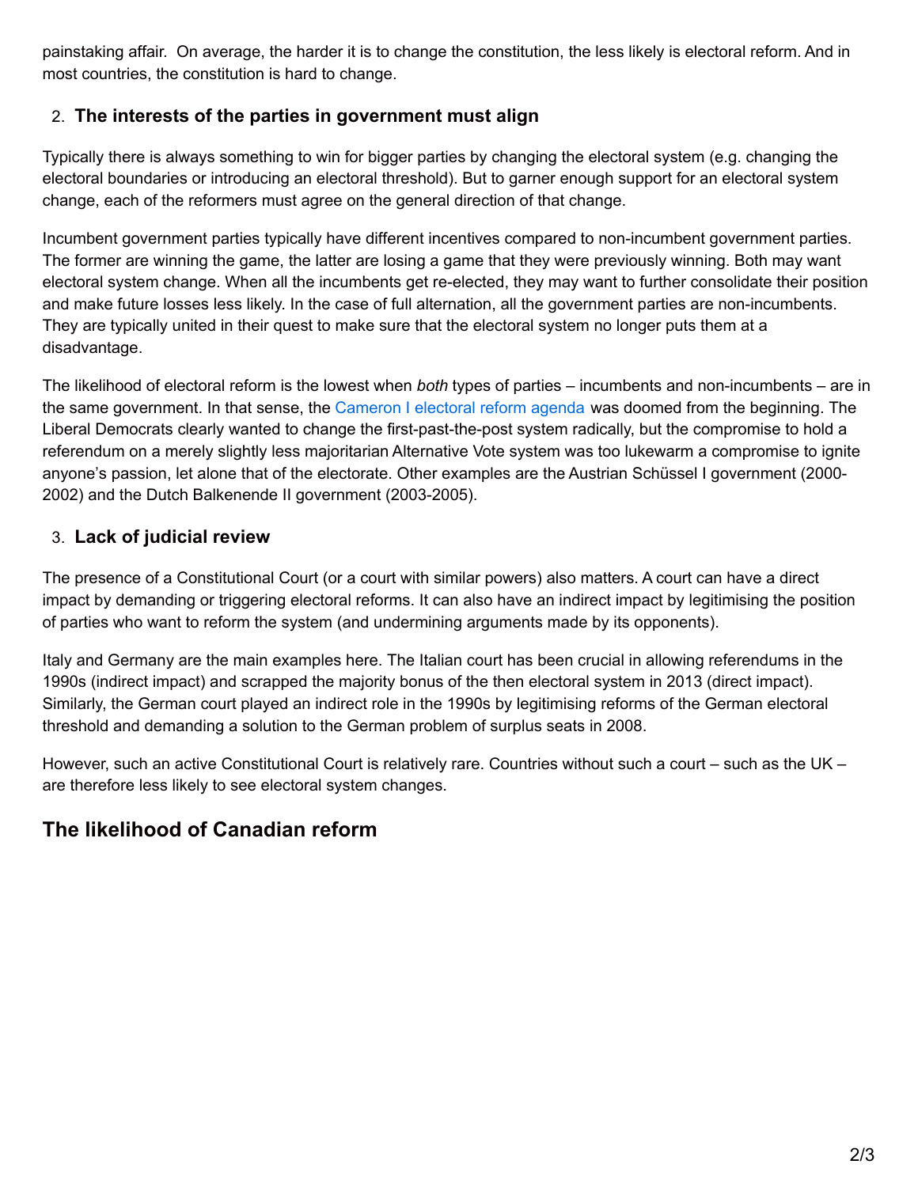painstaking affair. On average, the harder it is to change the constitution, the less likely is electoral reform. And in most countries, the constitution is hard to change.

2. **The interests of the parties in government must align**

Typically there is always something to win for bigger parties by changing the electoral system (e.g. changing the electoral boundaries or introducing an electoral threshold). But to garner enough support for an electoral system change, each of the reformers must agree on the general direction of that change.

Incumbent government parties typically have different incentives compared to non-incumbent government parties. The former are winning the game, the latter are losing a game that they were previously winning. Both may want electoral system change. When all the incumbents get re-elected, they may want to further consolidate their position and make future losses less likely. In the case of full alternation, all the government parties are non-incumbents. They are typically united in their quest to make sure that the electoral system no longer puts them at a disadvantage.

The likelihood of electoral reform is the lowest when *both* types of parties – incumbents and non-incumbents – are in the same government. In that sense, the Cameron I electoral reform agenda was doomed from the beginning. The Liberal Democrats clearly wanted to change the first-past-the-post system radically, but the compromise to hold a referendum on a merely slightly less majoritarian Alternative Vote system was too lukewarm a compromise to ignite anyone's passion, let alone that of the electorate. Other examples are the Austrian Schüssel I government (2000-2002) and the Dutch Balkenende II government (2003-2005).

3. **Lack of judicial review**

The presence of a Constitutional Court (or a court with similar powers) also matters. A court can have a direct impact by demanding or triggering electoral reforms. It can also have an indirect impact by legitimising the position of parties who want to reform the system (and undermining arguments made by its opponents).

Italy and Germany are the main examples here. The Italian court has been crucial in allowing referendums in the 1990s (indirect impact) and scrapped the majority bonus of the then electoral system in 2013 (direct impact). Similarly, the German court played an indirect role in the 1990s by legitimising reforms of the German electoral threshold and demanding a solution to the German problem of surplus seats in 2008.

However, such an active Constitutional Court is relatively rare. Countries without such a court – such as the UK – are therefore less likely to see electoral system changes.

## The likelihood of Canadian reform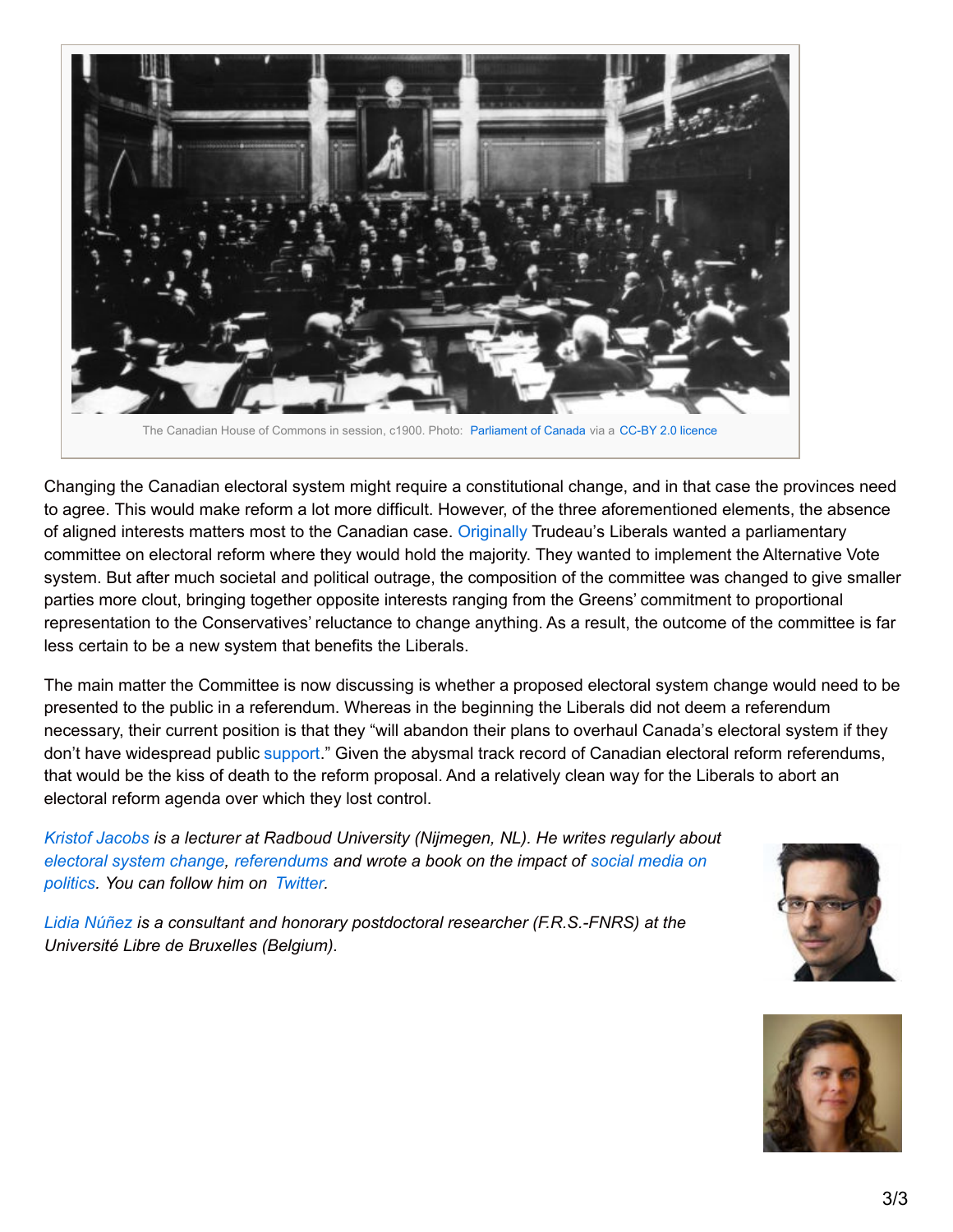The Canadian House of Commons in session, c1900. Photo: Parliament of Canada via a CC-BY 2.0 licence

Changing the Canadian electoral system might require a constitutional change, and in that case the provinces need to agree. This would make reform a lot more difficult. However, of the three aforementioned elements, the absence of aligned interests matters most to the Canadian case. Originally Trudeau's Liberals wanted a parliamentary committee on electoral reform where they would hold the majority. They wanted to implement the Alternative Vote system. But after much societal and political outrage, the composition of the committee was changed to give smaller parties more clout, bringing together opposite interests ranging from the Greens' commitment to proportional representation to the Conservatives' reluctance to change anything. As a result, the outcome of the committee is far less certain to be a new system that benefits the Liberals.

The main matter the Committee is now discussing is whether a proposed electoral system change would need to be presented to the public in a referendum. Whereas in the beginning the Liberals did not deem a referendum necessary, their current position is that they "will abandon their plans to overhaul Canada's electoral system if they don't have widespread public support." Given the abysmal track record of Canadian electoral reform referendums, that would be the kiss of death to the reform proposal. And a relatively clean way for the Liberals to abort an electoral reform agenda over which they lost control.

*Kristof Jacobs is a lecturer at Radboud University (Nijmegen, NL). He writes regularly about electoral system change, referendums and wrote a book on the impact of social media on politics. You can follow him on Twitter.*

*Lidia Núñez is a consultant and honorary postdoctoral researcher (F.R.S.-FNRS) at the Université Libre de Bruxelles (Belgium).*